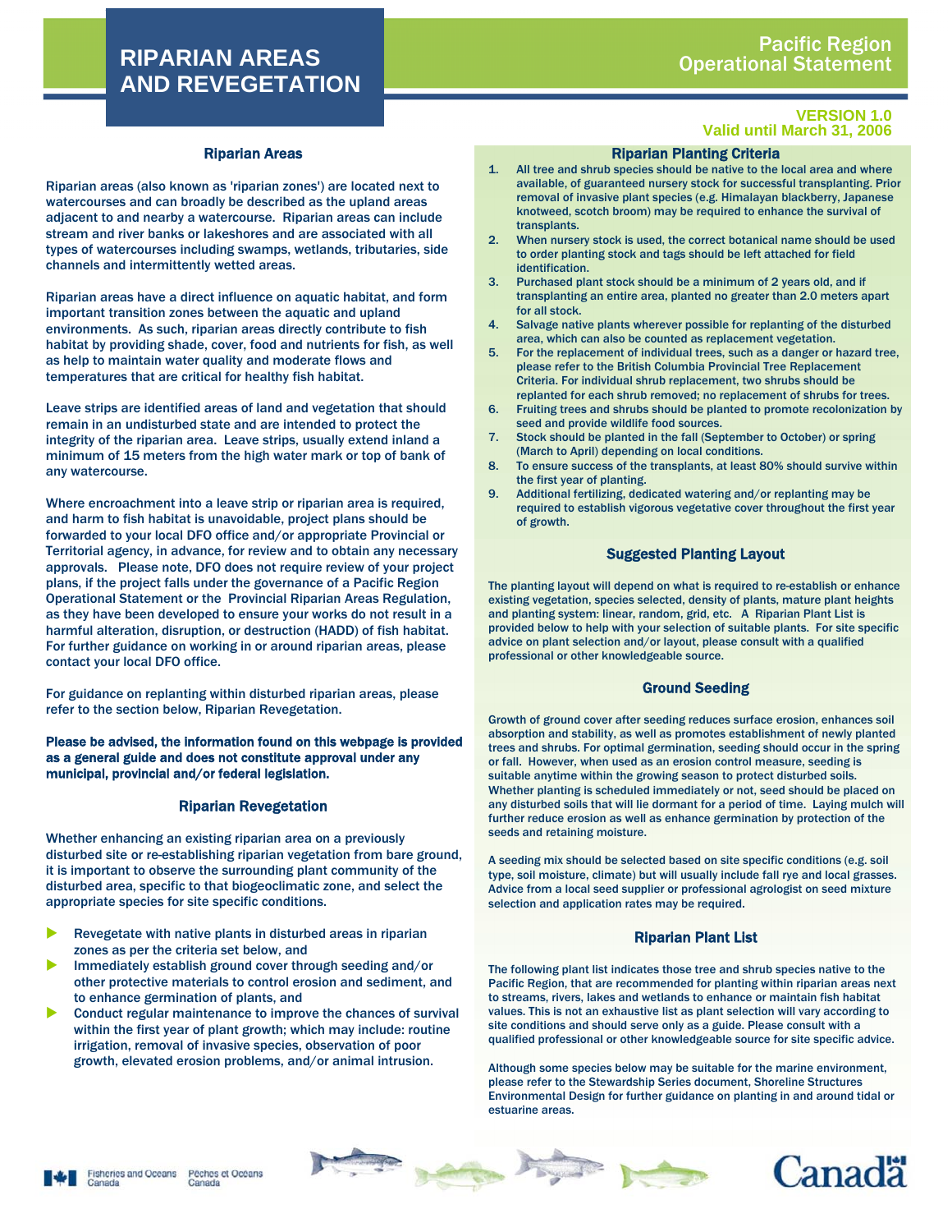# RIPARIAN AREAS AND REVEGETATION

Pacific Region
Operational Statement

**VERSION 1.0**
**Valid until March 31, 2006**

## Riparian Areas

Riparian areas (also known as 'riparian zones') are located next to watercourses and can broadly be described as the upland areas adjacent to and nearby a watercourse. Riparian areas can include stream and river banks or lakeshores and are associated with all types of watercourses including swamps, wetlands, tributaries, side channels and intermittently wetted areas.

Riparian areas have a direct influence on aquatic habitat, and form important transition zones between the aquatic and upland environments. As such, riparian areas directly contribute to fish habitat by providing shade, cover, food and nutrients for fish, as well as help to maintain water quality and moderate flows and temperatures that are critical for healthy fish habitat.

Leave strips are identified areas of land and vegetation that should remain in an undisturbed state and are intended to protect the integrity of the riparian area. Leave strips, usually extend inland a minimum of 15 meters from the high water mark or top of bank of any watercourse.

Where encroachment into a leave strip or riparian area is required, and harm to fish habitat is unavoidable, project plans should be forwarded to your local DFO office and/or appropriate Provincial or Territorial agency, in advance, for review and to obtain any necessary approvals. Please note, DFO does not require review of your project plans, if the project falls under the governance of a Pacific Region Operational Statement or the Provincial Riparian Areas Regulation, as they have been developed to ensure your works do not result in a harmful alteration, disruption, or destruction (HADD) of fish habitat. For further guidance on working in or around riparian areas, please contact your local DFO office.

For guidance on replanting within disturbed riparian areas, please refer to the section below, Riparian Revegetation.

**Please be advised, the information found on this webpage is provided as a general guide and does not constitute approval under any municipal, provincial and/or federal legislation.**

## Riparian Revegetation

Whether enhancing an existing riparian area on a previously disturbed site or re-establishing riparian vegetation from bare ground, it is important to observe the surrounding plant community of the disturbed area, specific to that biogeoclimatic zone, and select the appropriate species for site specific conditions.

- Revegetate with native plants in disturbed areas in riparian zones as per the criteria set below, and
- Immediately establish ground cover through seeding and/or other protective materials to control erosion and sediment, and to enhance germination of plants, and
- Conduct regular maintenance to improve the chances of survival within the first year of plant growth; which may include: routine irrigation, removal of invasive species, observation of poor growth, elevated erosion problems, and/or animal intrusion.

## Riparian Planting Criteria

1. All tree and shrub species should be native to the local area and where available, of guaranteed nursery stock for successful transplanting. Prior removal of invasive plant species (e.g. Himalayan blackberry, Japanese knotweed, scotch broom) may be required to enhance the survival of transplants.
2. When nursery stock is used, the correct botanical name should be used to order planting stock and tags should be left attached for field identification.
3. Purchased plant stock should be a minimum of 2 years old, and if transplanting an entire area, planted no greater than 2.0 meters apart for all stock.
4. Salvage native plants wherever possible for replanting of the disturbed area, which can also be counted as replacement vegetation.
5. For the replacement of individual trees, such as a danger or hazard tree, please refer to the British Columbia Provincial Tree Replacement Criteria. For individual shrub replacement, two shrubs should be replanted for each shrub removed; no replacement of shrubs for trees.
6. Fruiting trees and shrubs should be planted to promote recolonization by seed and provide wildlife food sources.
7. Stock should be planted in the fall (September to October) or spring (March to April) depending on local conditions.
8. To ensure success of the transplants, at least 80% should survive within the first year of planting.
9. Additional fertilizing, dedicated watering and/or replanting may be required to establish vigorous vegetative cover throughout the first year of growth.

## Suggested Planting Layout

The planting layout will depend on what is required to re-establish or enhance existing vegetation, species selected, density of plants, mature plant heights and planting system: linear, random, grid, etc. A Riparian Plant List is provided below to help with your selection of suitable plants. For site specific advice on plant selection and/or layout, please consult with a qualified professional or other knowledgeable source.

## Ground Seeding

Growth of ground cover after seeding reduces surface erosion, enhances soil absorption and stability, as well as promotes establishment of newly planted trees and shrubs. For optimal germination, seeding should occur in the spring or fall. However, when used as an erosion control measure, seeding is suitable anytime within the growing season to protect disturbed soils. Whether planting is scheduled immediately or not, seed should be placed on any disturbed soils that will lie dormant for a period of time. Laying mulch will further reduce erosion as well as enhance germination by protection of the seeds and retaining moisture.

A seeding mix should be selected based on site specific conditions (e.g. soil type, soil moisture, climate) but will usually include fall rye and local grasses. Advice from a local seed supplier or professional agrologist on seed mixture selection and application rates may be required.

## Riparian Plant List

The following plant list indicates those tree and shrub species native to the Pacific Region, that are recommended for planting within riparian areas next to streams, rivers, lakes and wetlands to enhance or maintain fish habitat values. This is not an exhaustive list as plant selection will vary according to site conditions and should serve only as a guide. Please consult with a qualified professional or other knowledgeable source for site specific advice.

Although some species below may be suitable for the marine environment, please refer to the Stewardship Series document, Shoreline Structures Environmental Design for further guidance on planting in and around tidal or estuarine areas.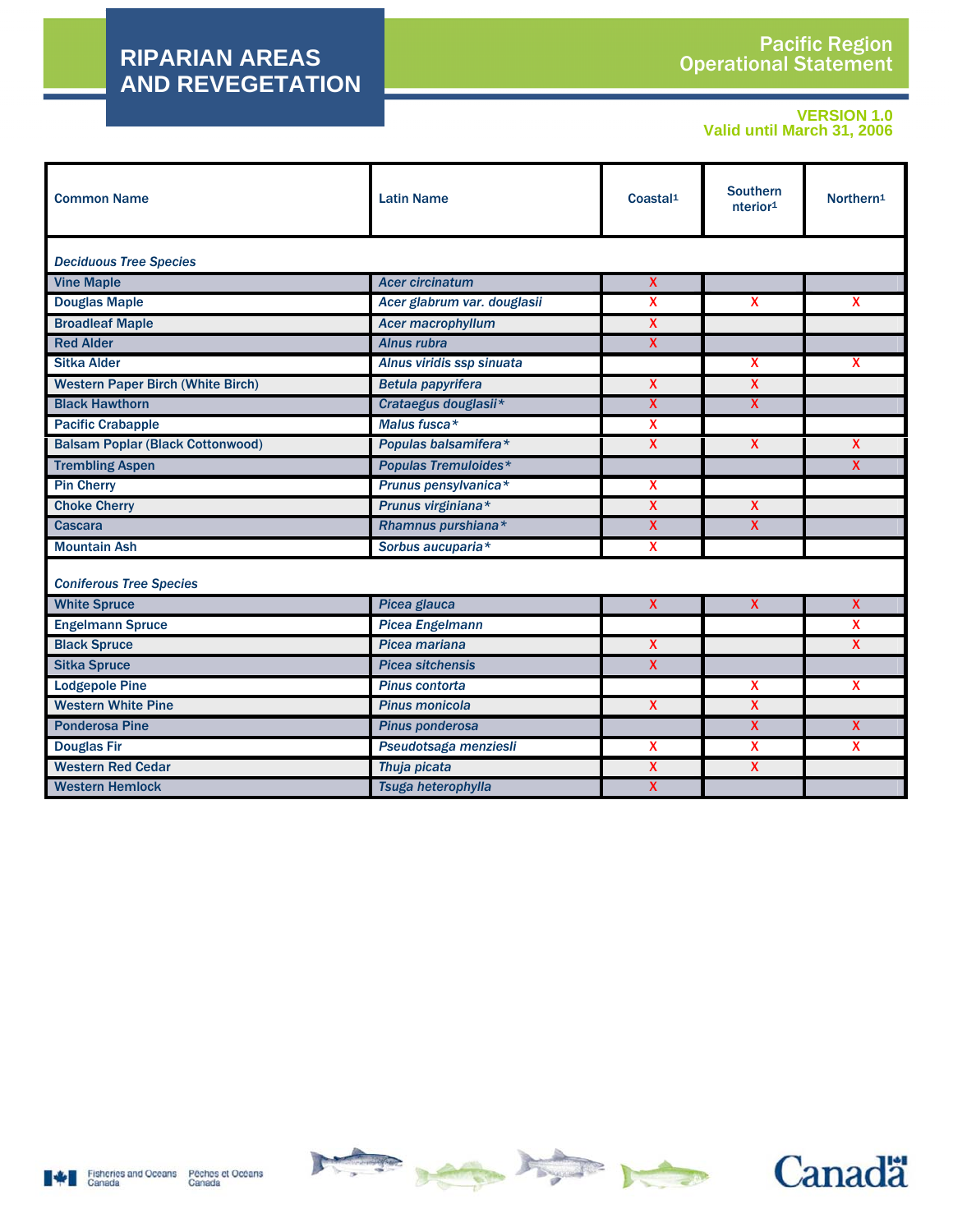| Common Name | Latin Name | Coastal[1] | Southern nterior[1] | Northern[1] |
|---|---|---|---|---|
| ***Deciduous Tree Species*** | | | | |
| Vine Maple | *Acer circinatum* | X | | |
| Douglas Maple | *Acer glabrum var. douglasii* | X | X | X |
| Broadleaf Maple | *Acer macrophyllum* | X | | |
| Red Alder | *Alnus rubra* | X | | |
| Sitka Alder | *Alnus viridis ssp sinuata* | | X | X |
| Western Paper Birch (White Birch) | *Betula papyrifera* | X | X | |
| Black Hawthorn | *Crataegus douglasii** | X | X | |
| Pacific Crabapple | *Malus fusca** | X | | |
| Balsam Poplar (Black Cottonwood) | *Populas balsamifera** | X | X | X |
| Trembling Aspen | *Populas Tremuloides** | | | X |
| Pin Cherry | *Prunus pensylvanica** | X | | |
| Choke Cherry | *Prunus virginiana** | X | X | |
| Cascara | *Rhamnus purshiana** | X | X | |
| Mountain Ash | *Sorbus aucuparia** | X | | |
| ***Coniferous Tree Species*** | | | | |
| White Spruce | *Picea glauca* | X | X | X |
| Engelmann Spruce | *Picea Engelmann* | | | X |
| Black Spruce | *Picea mariana* | X | | X |
| Sitka Spruce | *Picea sitchensis* | X | | |
| Lodgepole Pine | *Pinus contorta* | | X | X |
| Western White Pine | *Pinus monicola* | X | X | |
| Ponderosa Pine | *Pinus ponderosa* | | X | X |
| Douglas Fir | *Pseudotsaga menziesli* | X | X | X |
| Western Red Cedar | *Thuja picata* | X | X | |
| Western Hemlock | *Tsuga heterophylla* | X | | |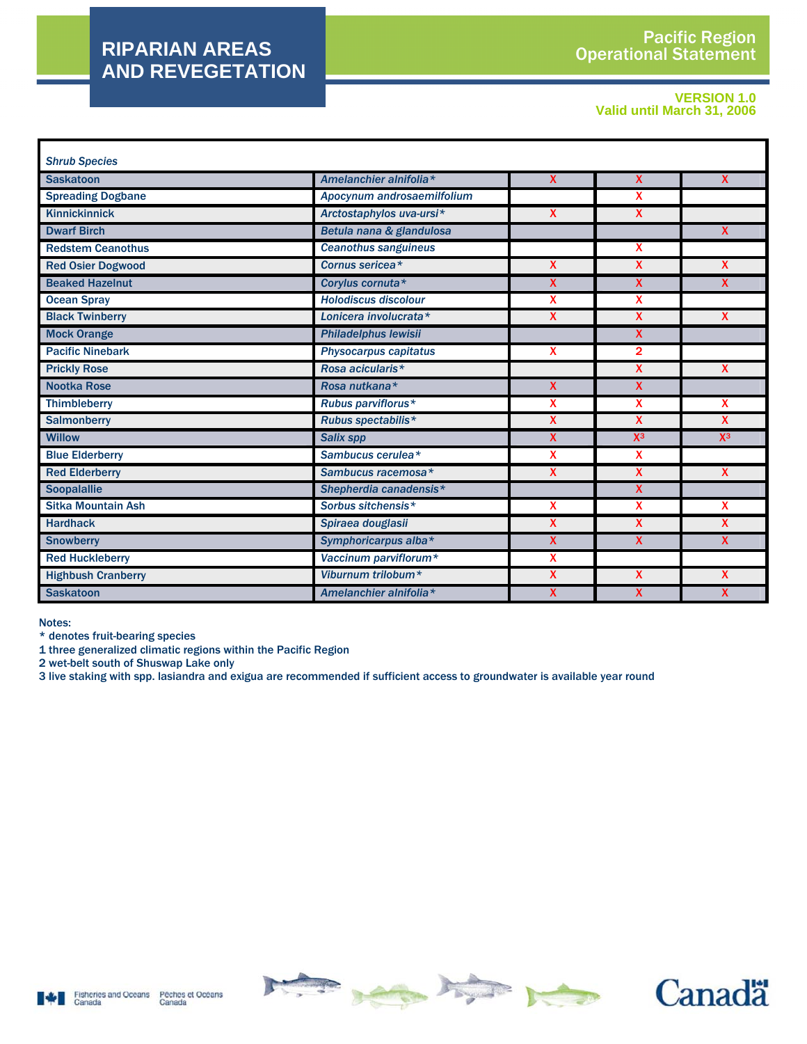| | | | | |
|---|---|---|---|---|
| ***Shrub Species*** | | | | |
| **Saskatoon** | ***Amelanchier alnifolia**** | X | X | X |
| **Spreading Dogbane** | ***Apocynum androsaemilfolium*** | | X | |
| **Kinnickinnick** | ***Arctostaphylos uva-ursi**** | X | X | |
| **Dwarf Birch** | ***Betula nana & glandulosa*** | | | X |
| **Redstem Ceanothus** | ***Ceanothus sanguineus*** | | X | |
| **Red Osier Dogwood** | ***Cornus sericea**** | X | X | X |
| **Beaked Hazelnut** | ***Corylus cornuta**** | X | X | X |
| **Ocean Spray** | ***Holodiscus discolour*** | X | X | |
| **Black Twinberry** | ***Lonicera involucrata**** | X | X | X |
| **Mock Orange** | ***Philadelphus lewisii*** | | X | |
| **Pacific Ninebark** | ***Physocarpus capitatus*** | X | 2 | |
| **Prickly Rose** | ***Rosa acicularis**** | | X | X |
| **Nootka Rose** | ***Rosa nutkana**** | X | X | |
| **Thimbleberry** | ***Rubus parviflorus**** | X | X | X |
| **Salmonberry** | ***Rubus spectabilis**** | X | X | X |
| **Willow** | ***Salix spp*** | X | X[3] | X[3] |
| **Blue Elderberry** | ***Sambucus cerulea**** | X | X | |
| **Red Elderberry** | ***Sambucus racemosa**** | X | X | X |
| **Soopalallie** | ***Shepherdia canadensis**** | | X | |
| **Sitka Mountain Ash** | ***Sorbus sitchensis**** | X | X | X |
| **Hardhack** | ***Spiraea douglasii*** | X | X | X |
| **Snowberry** | ***Symphoricarpus alba**** | X | X | X |
| **Red Huckleberry** | ***Vaccinum parviflorum**** | X | | |
| **Highbush Cranberry** | ***Viburnum trilobum**** | X | X | X |
| **Saskatoon** | ***Amelanchier alnifolia**** | X | X | X |

Notes:

\* denotes fruit-bearing species

1 three generalized climatic regions within the Pacific Region

2 wet-belt south of Shuswap Lake only

3 live staking with spp. lasiandra and exigua are recommended if sufficient access to groundwater is available year round